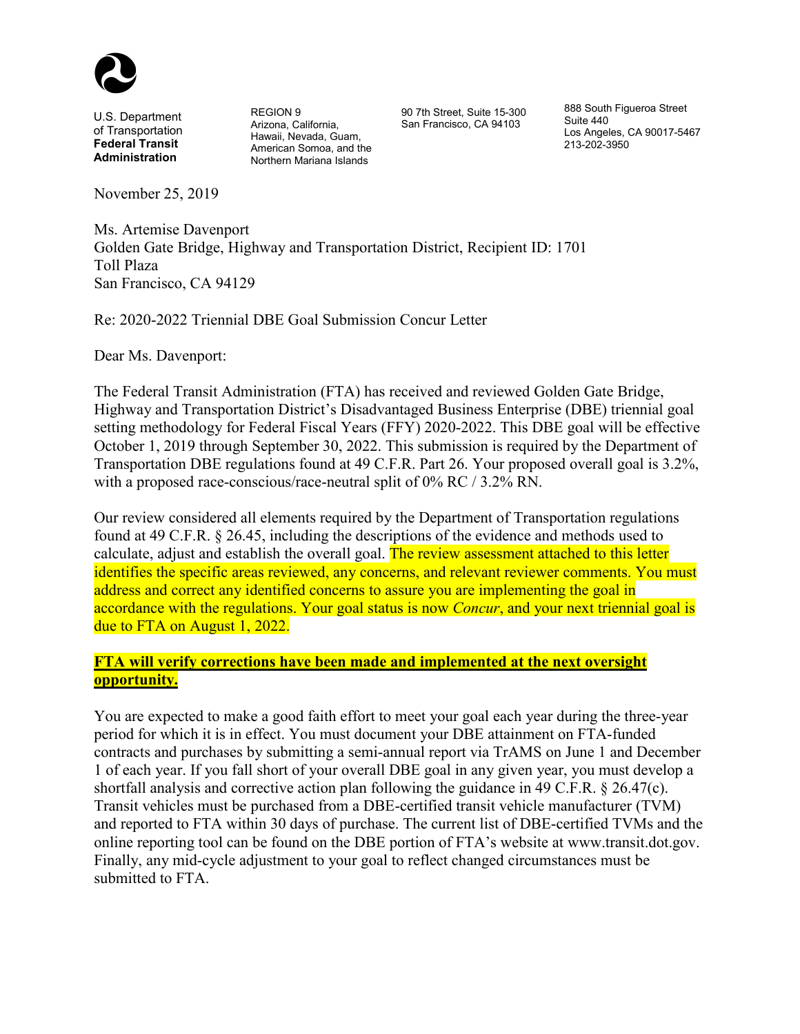U.S. Department of Transportation
**Federal Transit Administration**

REGION 9
Arizona, California, Hawaii, Nevada, Guam, American Somoa, and the Northern Mariana Islands

90 7th Street, Suite 15-300
San Francisco, CA 94103

888 South Figueroa Street
Suite 440
Los Angeles, CA 90017-5467
213-202-3950

November 25, 2019

Ms. Artemise Davenport
Golden Gate Bridge, Highway and Transportation District, Recipient ID: 1701
Toll Plaza
San Francisco, CA 94129

Re: 2020-2022 Triennial DBE Goal Submission Concur Letter

Dear Ms. Davenport:

The Federal Transit Administration (FTA) has received and reviewed Golden Gate Bridge, Highway and Transportation District's Disadvantaged Business Enterprise (DBE) triennial goal setting methodology for Federal Fiscal Years (FFY) 2020-2022. This DBE goal will be effective October 1, 2019 through September 30, 2022. This submission is required by the Department of Transportation DBE regulations found at 49 C.F.R. Part 26. Your proposed overall goal is 3.2%, with a proposed race-conscious/race-neutral split of 0% RC / 3.2% RN.

Our review considered all elements required by the Department of Transportation regulations found at 49 C.F.R. § 26.45, including the descriptions of the evidence and methods used to calculate, adjust and establish the overall goal. The review assessment attached to this letter identifies the specific areas reviewed, any concerns, and relevant reviewer comments. You must address and correct any identified concerns to assure you are implementing the goal in accordance with the regulations. Your goal status is now *Concur*, and your next triennial goal is due to FTA on August 1, 2022.

**FTA will verify corrections have been made and implemented at the next oversight opportunity.**

You are expected to make a good faith effort to meet your goal each year during the three-year period for which it is in effect. You must document your DBE attainment on FTA-funded contracts and purchases by submitting a semi-annual report via TrAMS on June 1 and December 1 of each year. If you fall short of your overall DBE goal in any given year, you must develop a shortfall analysis and corrective action plan following the guidance in 49 C.F.R. § 26.47(c). Transit vehicles must be purchased from a DBE-certified transit vehicle manufacturer (TVM) and reported to FTA within 30 days of purchase. The current list of DBE-certified TVMs and the online reporting tool can be found on the DBE portion of FTA's website at www.transit.dot.gov. Finally, any mid-cycle adjustment to your goal to reflect changed circumstances must be submitted to FTA.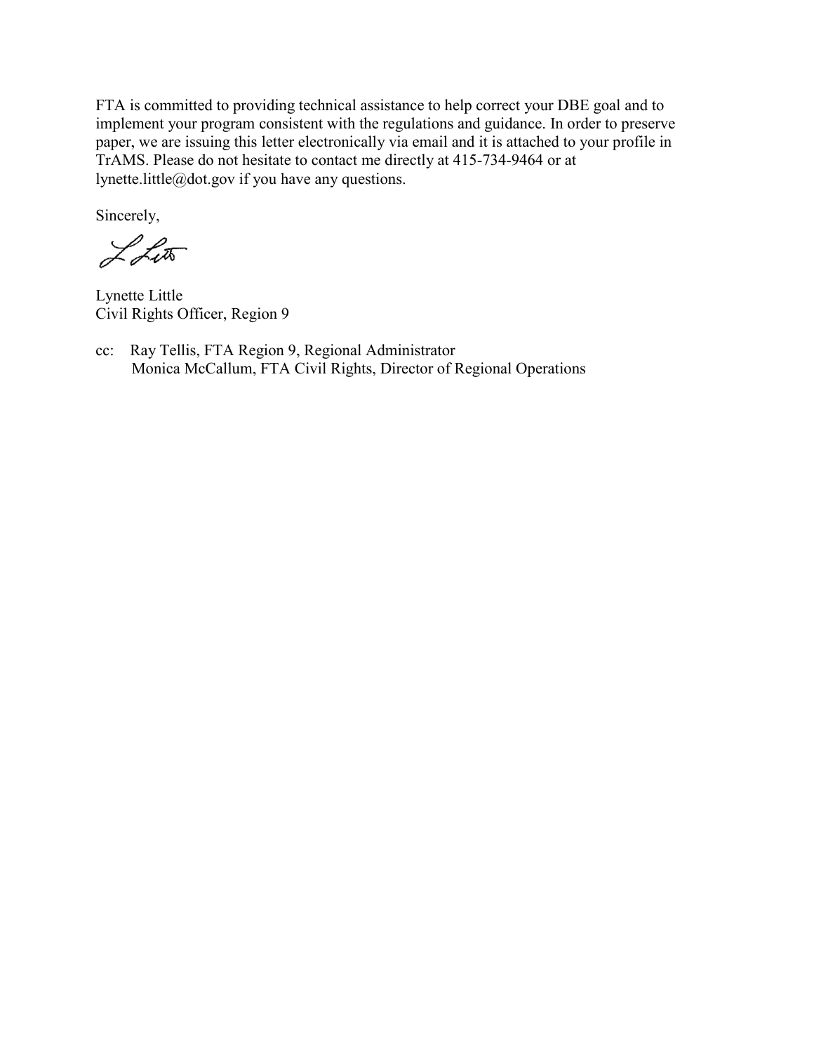FTA is committed to providing technical assistance to help correct your DBE goal and to implement your program consistent with the regulations and guidance. In order to preserve paper, we are issuing this letter electronically via email and it is attached to your profile in TrAMS. Please do not hesitate to contact me directly at 415-734-9464 or at lynette.little@dot.gov if you have any questions.

Sincerely,

Lynette Little
Civil Rights Officer, Region 9

cc: Ray Tellis, FTA Region 9, Regional Administrator
Monica McCallum, FTA Civil Rights, Director of Regional Operations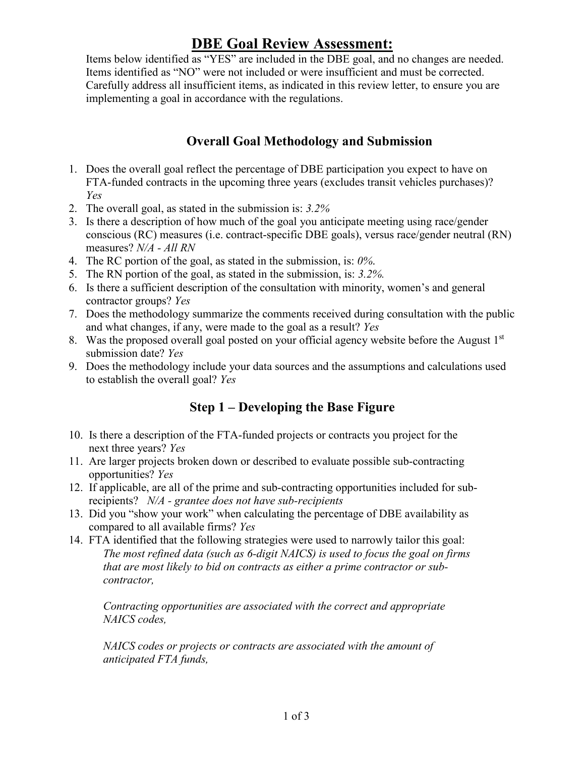# DBE Goal Review Assessment:

Items below identified as "YES" are included in the DBE goal, and no changes are needed. Items identified as "NO" were not included or were insufficient and must be corrected. Carefully address all insufficient items, as indicated in this review letter, to ensure you are implementing a goal in accordance with the regulations.

## Overall Goal Methodology and Submission

1. Does the overall goal reflect the percentage of DBE participation you expect to have on FTA-funded contracts in the upcoming three years (excludes transit vehicles purchases)? *Yes*
2. The overall goal, as stated in the submission is: *3.2%*
3. Is there a description of how much of the goal you anticipate meeting using race/gender conscious (RC) measures (i.e. contract-specific DBE goals), versus race/gender neutral (RN) measures? *N/A - All RN*
4. The RC portion of the goal, as stated in the submission, is: *0%.*
5. The RN portion of the goal, as stated in the submission, is: *3.2%.*
6. Is there a sufficient description of the consultation with minority, women's and general contractor groups? *Yes*
7. Does the methodology summarize the comments received during consultation with the public and what changes, if any, were made to the goal as a result? *Yes*
8. Was the proposed overall goal posted on your official agency website before the August 1st submission date? *Yes*
9. Does the methodology include your data sources and the assumptions and calculations used to establish the overall goal? *Yes*

## Step 1 – Developing the Base Figure

10. Is there a description of the FTA-funded projects or contracts you project for the next three years? *Yes*
11. Are larger projects broken down or described to evaluate possible sub-contracting opportunities? *Yes*
12. If applicable, are all of the prime and sub-contracting opportunities included for sub-recipients? *N/A - grantee does not have sub-recipients*
13. Did you "show your work" when calculating the percentage of DBE availability as compared to all available firms? *Yes*
14. FTA identified that the following strategies were used to narrowly tailor this goal:

    *The most refined data (such as 6-digit NAICS) is used to focus the goal on firms that are most likely to bid on contracts as either a prime contractor or sub-contractor,*

    *Contracting opportunities are associated with the correct and appropriate NAICS codes,*

    *NAICS codes or projects or contracts are associated with the amount of anticipated FTA funds,*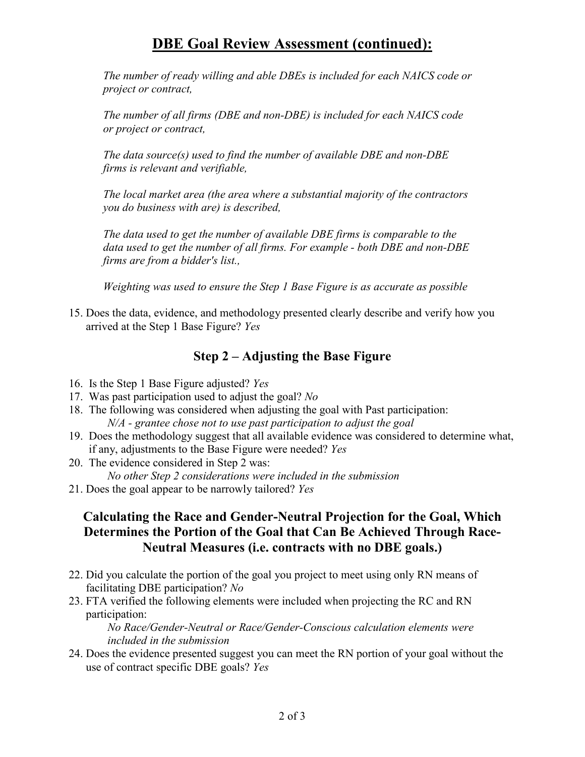## DBE Goal Review Assessment (continued):

*The number of ready willing and able DBEs is included for each NAICS code or project or contract,*

*The number of all firms (DBE and non-DBE) is included for each NAICS code or project or contract,*

*The data source(s) used to find the number of available DBE and non-DBE firms is relevant and verifiable,*

*The local market area (the area where a substantial majority of the contractors you do business with are) is described,*

*The data used to get the number of available DBE firms is comparable to the data used to get the number of all firms. For example - both DBE and non-DBE firms are from a bidder's list.,*

*Weighting was used to ensure the Step 1 Base Figure is as accurate as possible*

15. Does the data, evidence, and methodology presented clearly describe and verify how you arrived at the Step 1 Base Figure? *Yes*

### Step 2 – Adjusting the Base Figure

16. Is the Step 1 Base Figure adjusted? *Yes*
17. Was past participation used to adjust the goal? *No*
18. The following was considered when adjusting the goal with Past participation:
    *N/A - grantee chose not to use past participation to adjust the goal*
19. Does the methodology suggest that all available evidence was considered to determine what, if any, adjustments to the Base Figure were needed? *Yes*
20. The evidence considered in Step 2 was:
    *No other Step 2 considerations were included in the submission*
21. Does the goal appear to be narrowly tailored? *Yes*

### Calculating the Race and Gender-Neutral Projection for the Goal, Which Determines the Portion of the Goal that Can Be Achieved Through Race-Neutral Measures (i.e. contracts with no DBE goals.)

22. Did you calculate the portion of the goal you project to meet using only RN means of facilitating DBE participation? *No*
23. FTA verified the following elements were included when projecting the RC and RN participation:
    *No Race/Gender-Neutral or Race/Gender-Conscious calculation elements were included in the submission*
24. Does the evidence presented suggest you can meet the RN portion of your goal without the use of contract specific DBE goals? *Yes*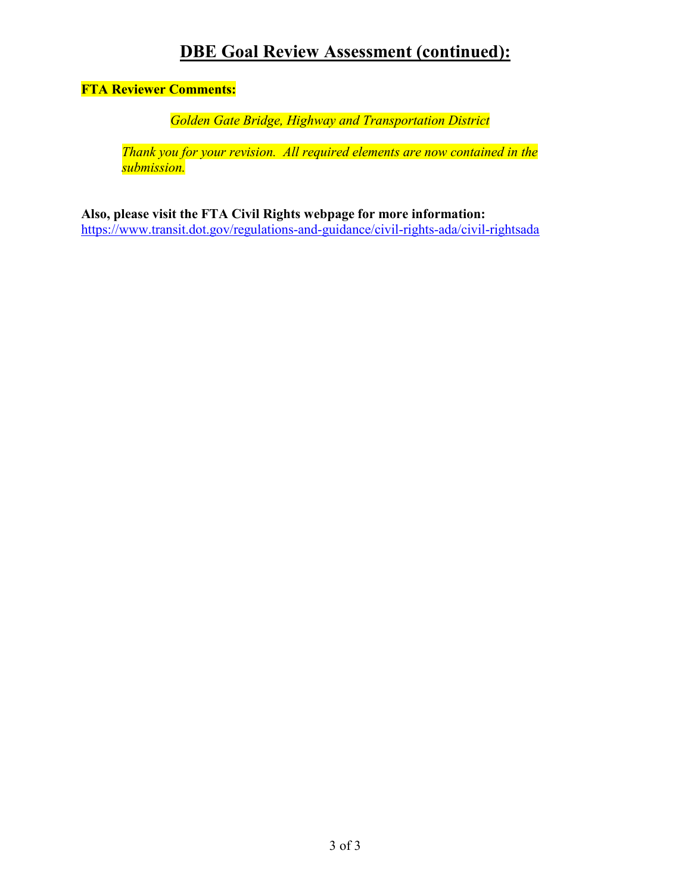# DBE Goal Review Assessment (continued):

**FTA Reviewer Comments:**

*Golden Gate Bridge, Highway and Transportation District*

*Thank you for your revision. All required elements are now contained in the submission.*

**Also, please visit the FTA Civil Rights webpage for more information:**
https://www.transit.dot.gov/regulations-and-guidance/civil-rights-ada/civil-rightsada